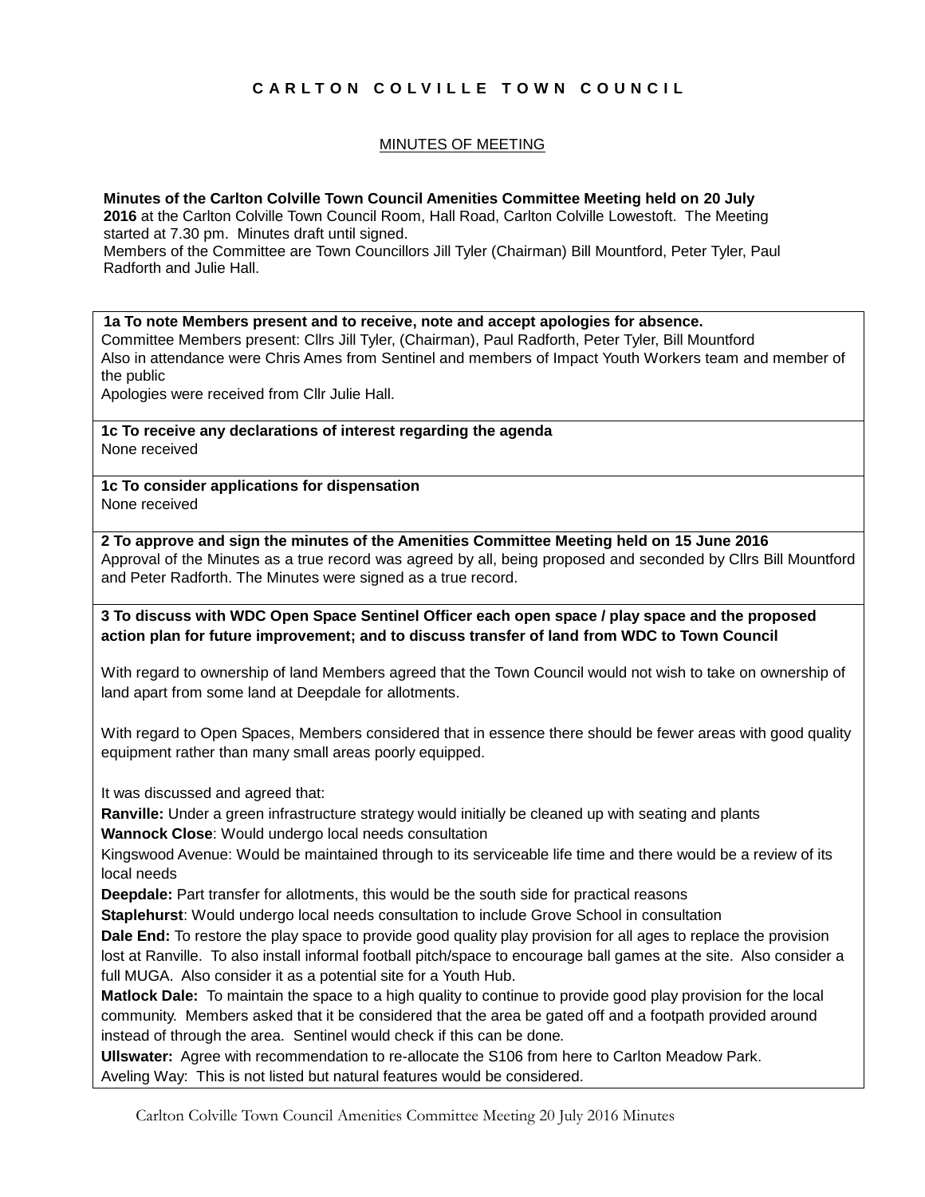# C A R L T O N C O L V I L L E T O W N C O U N C I L

## MINUTES OF MEETING

**Minutes of the Carlton Colville Town Council Amenities Committee Meeting held on 20 July 2016** at the Carlton Colville Town Council Room, Hall Road, Carlton Colville Lowestoft. The Meeting started at 7.30 pm. Minutes draft until signed.
Members of the Committee are Town Councillors Jill Tyler (Chairman) Bill Mountford, Peter Tyler, Paul Radforth and Julie Hall.

**1a To note Members present and to receive, note and accept apologies for absence.**
Committee Members present: Cllrs Jill Tyler, (Chairman), Paul Radforth, Peter Tyler, Bill Mountford
Also in attendance were Chris Ames from Sentinel and members of Impact Youth Workers team and member of the public
Apologies were received from Cllr Julie Hall.

**1c To receive any declarations of interest regarding the agenda**
None received

**1c To consider applications for dispensation**
None received

**2 To approve and sign the minutes of the Amenities Committee Meeting held on 15 June 2016**
Approval of the Minutes as a true record was agreed by all, being proposed and seconded by Cllrs Bill Mountford and Peter Radforth. The Minutes were signed as a true record.

**3 To discuss with WDC Open Space Sentinel Officer each open space / play space and the proposed action plan for future improvement; and to discuss transfer of land from WDC to Town Council**

With regard to ownership of land Members agreed that the Town Council would not wish to take on ownership of land apart from some land at Deepdale for allotments.

With regard to Open Spaces, Members considered that in essence there should be fewer areas with good quality equipment rather than many small areas poorly equipped.

It was discussed and agreed that:
**Ranville:** Under a green infrastructure strategy would initially be cleaned up with seating and plants
**Wannock Close**: Would undergo local needs consultation
Kingswood Avenue: Would be maintained through to its serviceable life time and there would be a review of its local needs
**Deepdale:** Part transfer for allotments, this would be the south side for practical reasons
**Staplehurst**: Would undergo local needs consultation to include Grove School in consultation
**Dale End:** To restore the play space to provide good quality play provision for all ages to replace the provision lost at Ranville. To also install informal football pitch/space to encourage ball games at the site. Also consider a full MUGA. Also consider it as a potential site for a Youth Hub.
**Matlock Dale:** To maintain the space to a high quality to continue to provide good play provision for the local community. Members asked that it be considered that the area be gated off and a footpath provided around instead of through the area. Sentinel would check if this can be done.
**Ullswater:** Agree with recommendation to re-allocate the S106 from here to Carlton Meadow Park.
Aveling Way: This is not listed but natural features would be considered.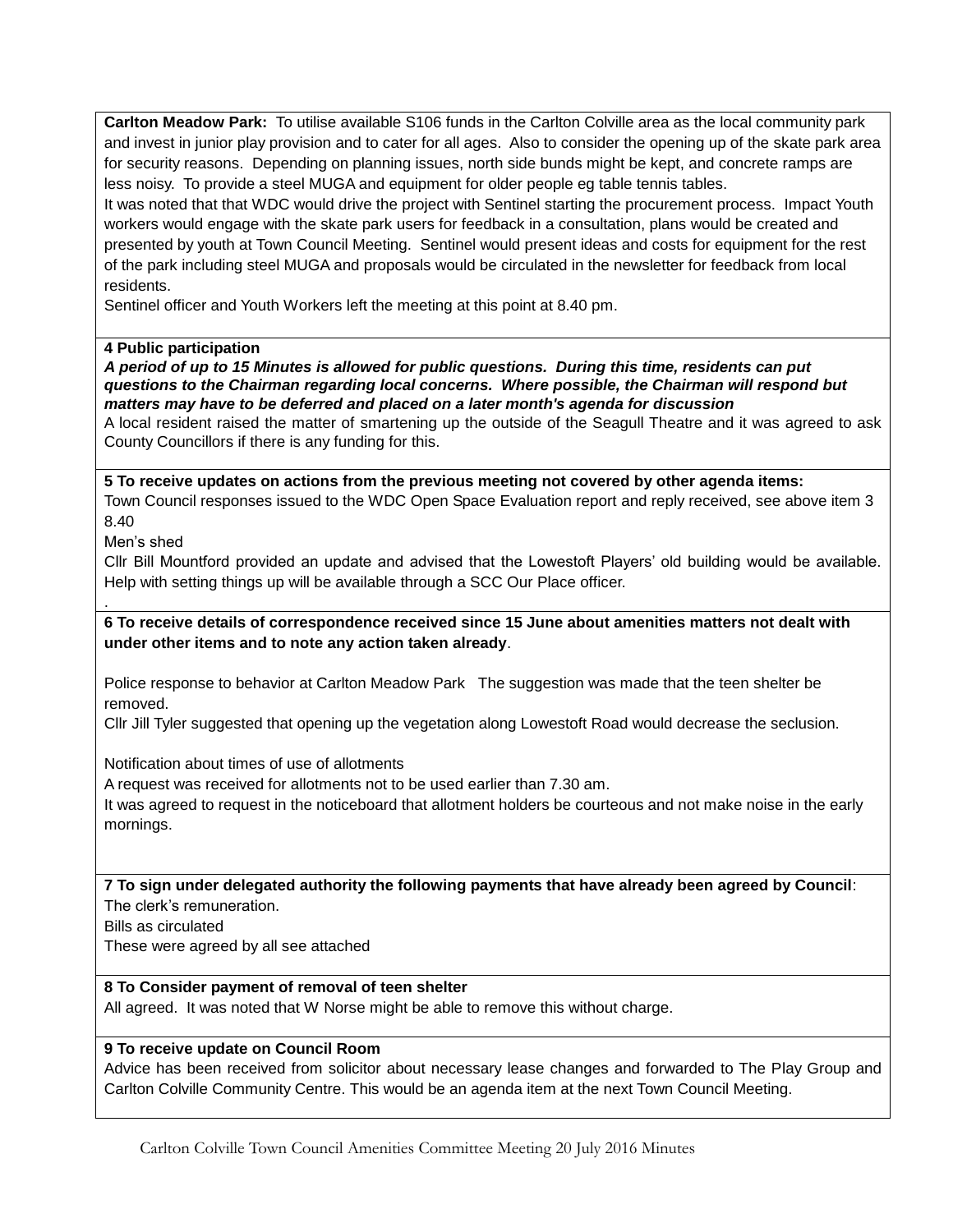**Carlton Meadow Park:** To utilise available S106 funds in the Carlton Colville area as the local community park and invest in junior play provision and to cater for all ages. Also to consider the opening up of the skate park area for security reasons. Depending on planning issues, north side bunds might be kept, and concrete ramps are less noisy. To provide a steel MUGA and equipment for older people eg table tennis tables.
It was noted that that WDC would drive the project with Sentinel starting the procurement process. Impact Youth workers would engage with the skate park users for feedback in a consultation, plans would be created and presented by youth at Town Council Meeting. Sentinel would present ideas and costs for equipment for the rest of the park including steel MUGA and proposals would be circulated in the newsletter for feedback from local residents.
Sentinel officer and Youth Workers left the meeting at this point at 8.40 pm.

**4 Public participation**
***A period of up to 15 Minutes is allowed for public questions. During this time, residents can put questions to the Chairman regarding local concerns. Where possible, the Chairman will respond but matters may have to be deferred and placed on a later month's agenda for discussion***
A local resident raised the matter of smartening up the outside of the Seagull Theatre and it was agreed to ask County Councillors if there is any funding for this.

**5 To receive updates on actions from the previous meeting not covered by other agenda items:**
Town Council responses issued to the WDC Open Space Evaluation report and reply received, see above item 3 8.40
Men's shed
Cllr Bill Mountford provided an update and advised that the Lowestoft Players' old building would be available. Help with setting things up will be available through a SCC Our Place officer.
.

**6 To receive details of correspondence received since 15 June about amenities matters not dealt with under other items and to note any action taken already**.

Police response to behavior at Carlton Meadow Park The suggestion was made that the teen shelter be removed.
Cllr Jill Tyler suggested that opening up the vegetation along Lowestoft Road would decrease the seclusion.

Notification about times of use of allotments
A request was received for allotments not to be used earlier than 7.30 am.
It was agreed to request in the noticeboard that allotment holders be courteous and not make noise in the early mornings.

**7 To sign under delegated authority the following payments that have already been agreed by Council**:
The clerk's remuneration.
Bills as circulated
These were agreed by all see attached

**8 To Consider payment of removal of teen shelter**
All agreed. It was noted that W Norse might be able to remove this without charge.

**9 To receive update on Council Room**
Advice has been received from solicitor about necessary lease changes and forwarded to The Play Group and Carlton Colville Community Centre. This would be an agenda item at the next Town Council Meeting.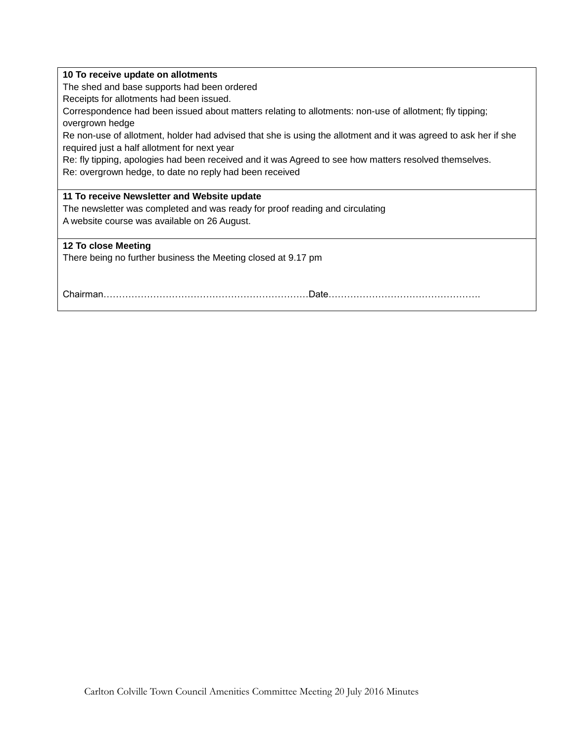**10 To receive update on allotments**

The shed and base supports had been ordered

Receipts for allotments had been issued.

Correspondence had been issued about matters relating to allotments: non-use of allotment; fly tipping; overgrown hedge

Re non-use of allotment, holder had advised that she is using the allotment and it was agreed to ask her if she required just a half allotment for next year

Re: fly tipping, apologies had been received and it was Agreed to see how matters resolved themselves.

Re: overgrown hedge, to date no reply had been received

**11 To receive Newsletter and Website update**

The newsletter was completed and was ready for proof reading and circulating

A website course was available on 26 August.

**12 To close Meeting**

There being no further business the Meeting closed at 9.17 pm

Chairman…………………………………………………………Date………………………………………….